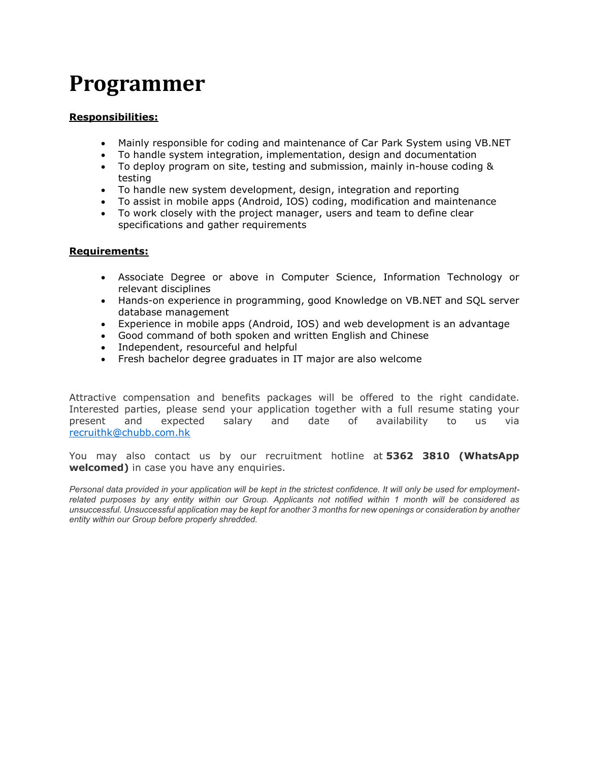# Programmer

**Responsibilities:**

- Mainly responsible for coding and maintenance of Car Park System using VB.NET
- To handle system integration, implementation, design and documentation
- To deploy program on site, testing and submission, mainly in-house coding & testing
- To handle new system development, design, integration and reporting
- To assist in mobile apps (Android, IOS) coding, modification and maintenance
- To work closely with the project manager, users and team to define clear specifications and gather requirements

**Requirements:**

- Associate Degree or above in Computer Science, Information Technology or relevant disciplines
- Hands-on experience in programming, good Knowledge on VB.NET and SQL server database management
- Experience in mobile apps (Android, IOS) and web development is an advantage
- Good command of both spoken and written English and Chinese
- Independent, resourceful and helpful
- Fresh bachelor degree graduates in IT major are also welcome

Attractive compensation and benefits packages will be offered to the right candidate. Interested parties, please send your application together with a full resume stating your present and expected salary and date of availability to us via recruithk@chubb.com.hk

You may also contact us by our recruitment hotline at **5362 3810 (WhatsApp welcomed)** in case you have any enquiries.

*Personal data provided in your application will be kept in the strictest confidence. It will only be used for employment-related purposes by any entity within our Group. Applicants not notified within 1 month will be considered as unsuccessful. Unsuccessful application may be kept for another 3 months for new openings or consideration by another entity within our Group before properly shredded.*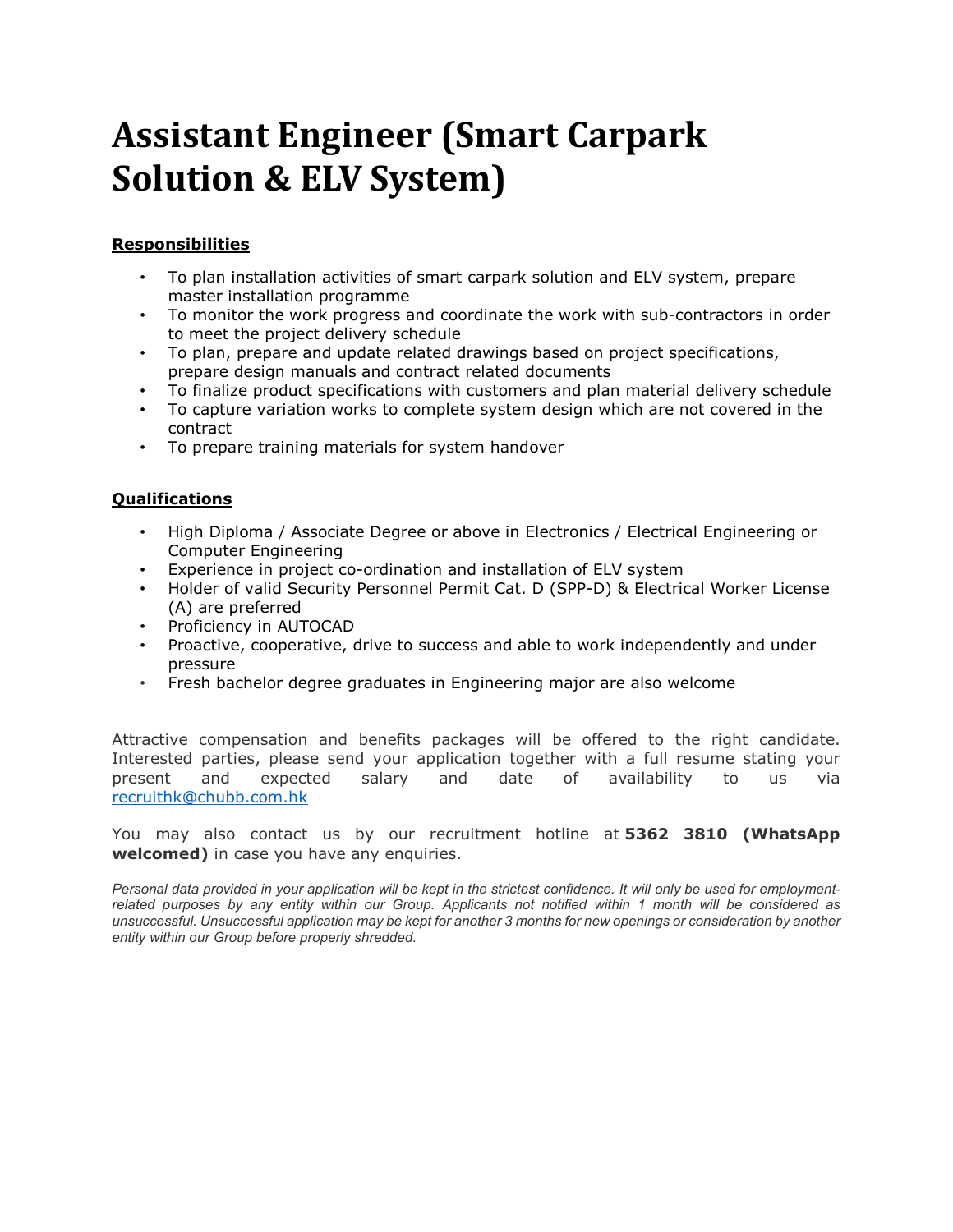# Assistant Engineer (Smart Carpark Solution & ELV System)

**Responsibilities**

- To plan installation activities of smart carpark solution and ELV system, prepare master installation programme
- To monitor the work progress and coordinate the work with sub-contractors in order to meet the project delivery schedule
- To plan, prepare and update related drawings based on project specifications, prepare design manuals and contract related documents
- To finalize product specifications with customers and plan material delivery schedule
- To capture variation works to complete system design which are not covered in the contract
- To prepare training materials for system handover

**Qualifications**

- High Diploma / Associate Degree or above in Electronics / Electrical Engineering or Computer Engineering
- Experience in project co-ordination and installation of ELV system
- Holder of valid Security Personnel Permit Cat. D (SPP-D) & Electrical Worker License (A) are preferred
- Proficiency in AUTOCAD
- Proactive, cooperative, drive to success and able to work independently and under pressure
- Fresh bachelor degree graduates in Engineering major are also welcome

Attractive compensation and benefits packages will be offered to the right candidate. Interested parties, please send your application together with a full resume stating your present and expected salary and date of availability to us via recruithk@chubb.com.hk

You may also contact us by our recruitment hotline at **5362 3810 (WhatsApp welcomed)** in case you have any enquiries.

*Personal data provided in your application will be kept in the strictest confidence. It will only be used for employment-related purposes by any entity within our Group. Applicants not notified within 1 month will be considered as unsuccessful. Unsuccessful application may be kept for another 3 months for new openings or consideration by another entity within our Group before properly shredded.*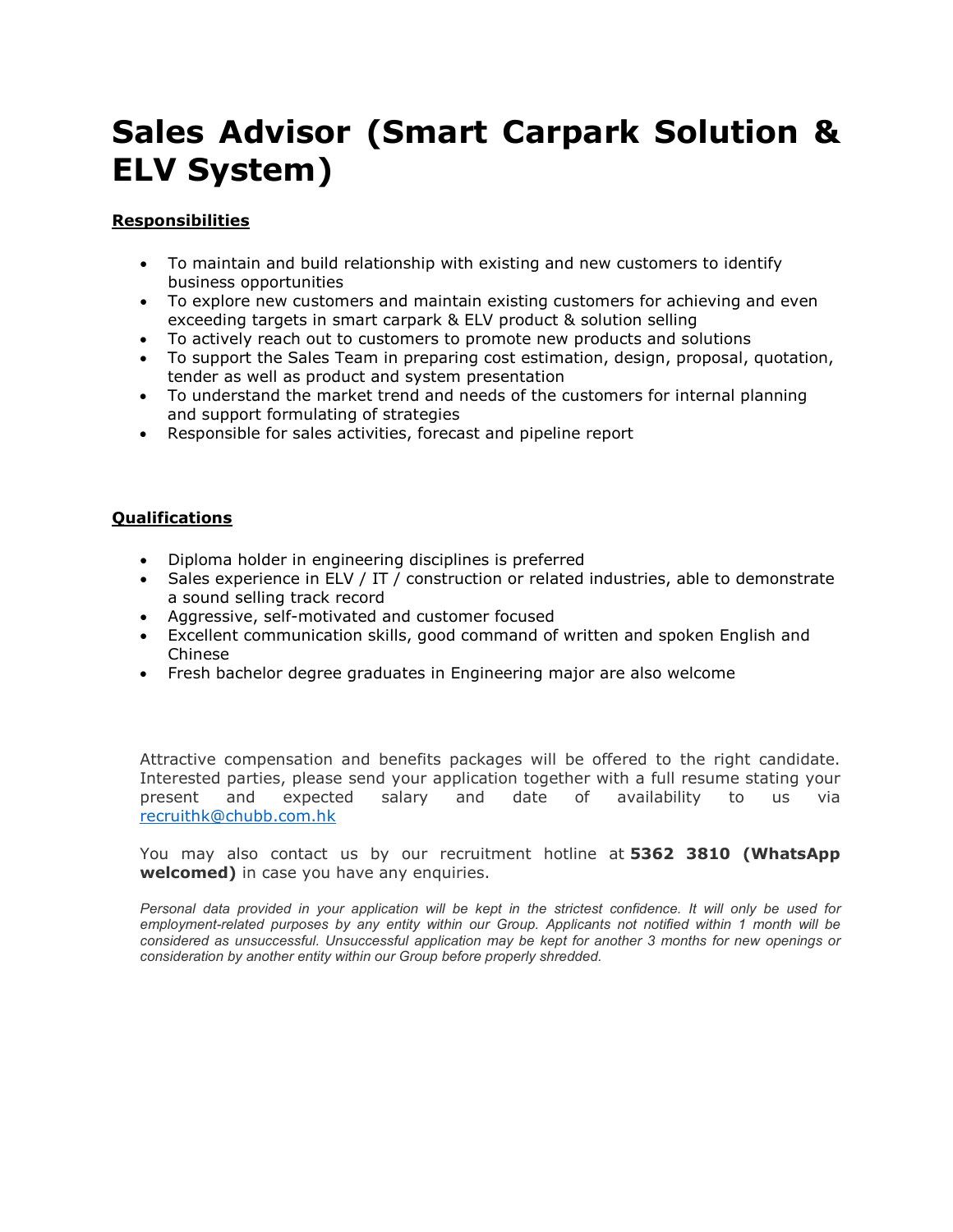# Sales Advisor (Smart Carpark Solution & ELV System)

**Responsibilities**

- To maintain and build relationship with existing and new customers to identify business opportunities
- To explore new customers and maintain existing customers for achieving and even exceeding targets in smart carpark & ELV product & solution selling
- To actively reach out to customers to promote new products and solutions
- To support the Sales Team in preparing cost estimation, design, proposal, quotation, tender as well as product and system presentation
- To understand the market trend and needs of the customers for internal planning and support formulating of strategies
- Responsible for sales activities, forecast and pipeline report

**Qualifications**

- Diploma holder in engineering disciplines is preferred
- Sales experience in ELV / IT / construction or related industries, able to demonstrate a sound selling track record
- Aggressive, self-motivated and customer focused
- Excellent communication skills, good command of written and spoken English and Chinese
- Fresh bachelor degree graduates in Engineering major are also welcome

Attractive compensation and benefits packages will be offered to the right candidate. Interested parties, please send your application together with a full resume stating your present and expected salary and date of availability to us via recruithk@chubb.com.hk

You may also contact us by our recruitment hotline at **5362 3810 (WhatsApp welcomed)** in case you have any enquiries.

*Personal data provided in your application will be kept in the strictest confidence. It will only be used for employment-related purposes by any entity within our Group. Applicants not notified within 1 month will be considered as unsuccessful. Unsuccessful application may be kept for another 3 months for new openings or consideration by another entity within our Group before properly shredded.*